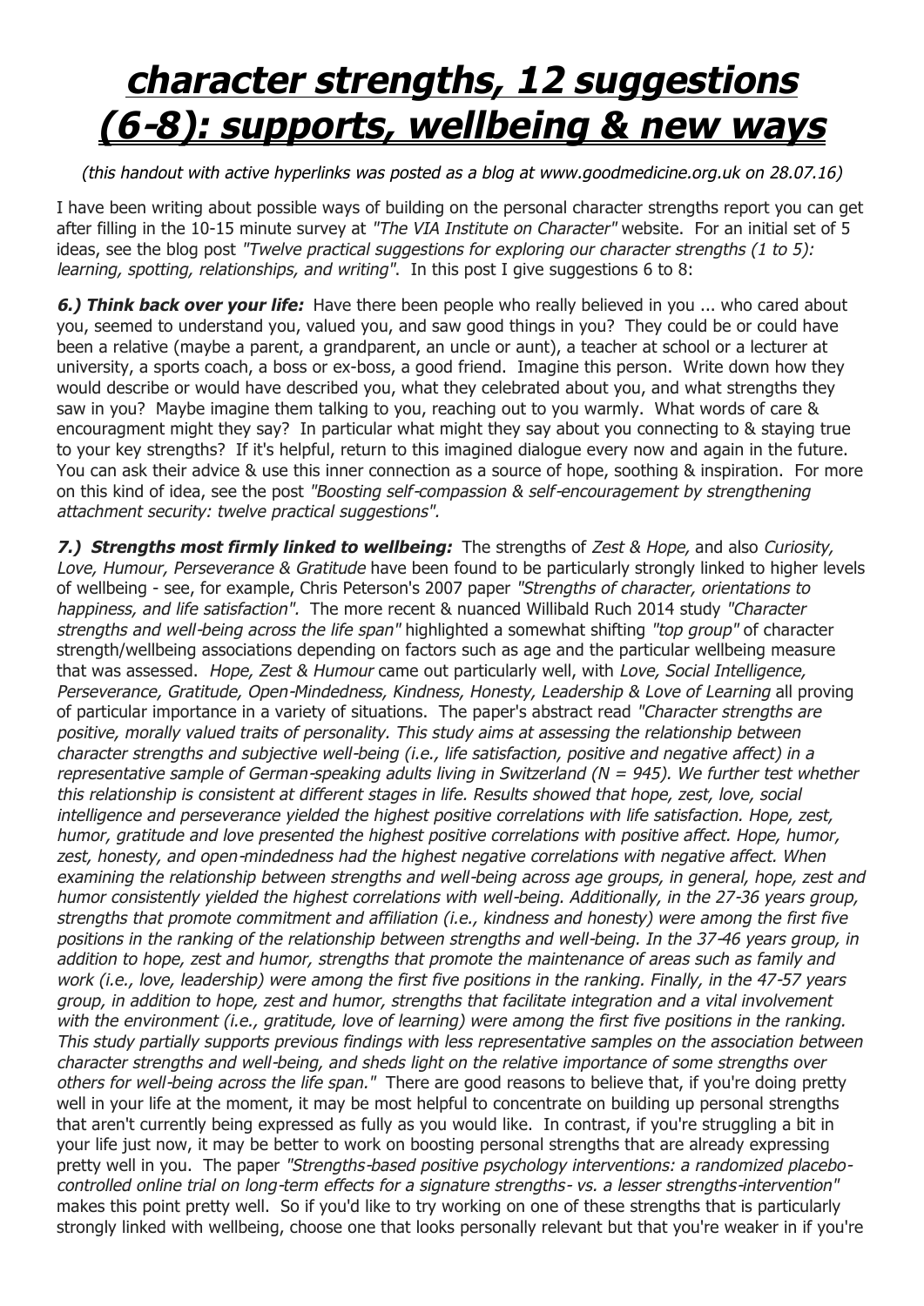# character strengths, 12 suggestions (6-8): supports, wellbeing & new ways

*(this handout with active hyperlinks was posted as a blog at www.goodmedicine.org.uk on 28.07.16)*

I have been writing about possible ways of building on the personal character strengths report you can get after filling in the 10-15 minute survey at *"The VIA Institute on Character"* website. For an initial set of 5 ideas, see the blog post *"Twelve practical suggestions for exploring our character strengths (1 to 5): learning, spotting, relationships, and writing"*. In this post I give suggestions 6 to 8:

***6.) Think back over your life:*** Have there been people who really believed in you ... who cared about you, seemed to understand you, valued you, and saw good things in you? They could be or could have been a relative (maybe a parent, a grandparent, an uncle or aunt), a teacher at school or a lecturer at university, a sports coach, a boss or ex-boss, a good friend. Imagine this person. Write down how they would describe or would have described you, what they celebrated about you, and what strengths they saw in you? Maybe imagine them talking to you, reaching out to you warmly. What words of care & encouragment might they say? In particular what might they say about you connecting to & staying true to your key strengths? If it's helpful, return to this imagined dialogue every now and again in the future. You can ask their advice & use this inner connection as a source of hope, soothing & inspiration. For more on this kind of idea, see the post *"Boosting self-compassion & self-encouragement by strengthening attachment security: twelve practical suggestions".*

***7.) Strengths most firmly linked to wellbeing:*** The strengths of *Zest & Hope,* and also *Curiosity, Love, Humour, Perseverance & Gratitude* have been found to be particularly strongly linked to higher levels of wellbeing - see, for example, Chris Peterson's 2007 paper *"Strengths of character, orientations to happiness, and life satisfaction"*. The more recent & nuanced Willibald Ruch 2014 study *"Character strengths and well-being across the life span"* highlighted a somewhat shifting *"top group"* of character strength/wellbeing associations depending on factors such as age and the particular wellbeing measure that was assessed. *Hope, Zest & Humour* came out particularly well, with *Love, Social Intelligence, Perseverance, Gratitude, Open-Mindedness, Kindness, Honesty, Leadership & Love of Learning* all proving of particular importance in a variety of situations. The paper's abstract read *"Character strengths are positive, morally valued traits of personality. This study aims at assessing the relationship between character strengths and subjective well-being (i.e., life satisfaction, positive and negative affect) in a representative sample of German-speaking adults living in Switzerland (N = 945). We further test whether this relationship is consistent at different stages in life. Results showed that hope, zest, love, social intelligence and perseverance yielded the highest positive correlations with life satisfaction. Hope, zest, humor, gratitude and love presented the highest positive correlations with positive affect. Hope, humor, zest, honesty, and open-mindedness had the highest negative correlations with negative affect. When examining the relationship between strengths and well-being across age groups, in general, hope, zest and humor consistently yielded the highest correlations with well-being. Additionally, in the 27-36 years group, strengths that promote commitment and affiliation (i.e., kindness and honesty) were among the first five positions in the ranking of the relationship between strengths and well-being. In the 37-46 years group, in addition to hope, zest and humor, strengths that promote the maintenance of areas such as family and work (i.e., love, leadership) were among the first five positions in the ranking. Finally, in the 47-57 years group, in addition to hope, zest and humor, strengths that facilitate integration and a vital involvement with the environment (i.e., gratitude, love of learning) were among the first five positions in the ranking. This study partially supports previous findings with less representative samples on the association between character strengths and well-being, and sheds light on the relative importance of some strengths over others for well-being across the life span."* There are good reasons to believe that, if you're doing pretty well in your life at the moment, it may be most helpful to concentrate on building up personal strengths that aren't currently being expressed as fully as you would like. In contrast, if you're struggling a bit in your life just now, it may be better to work on boosting personal strengths that are already expressing pretty well in you. The paper *"Strengths-based positive psychology interventions: a randomized placebo-controlled online trial on long-term effects for a signature strengths- vs. a lesser strengths-intervention"* makes this point pretty well. So if you'd like to try working on one of these strengths that is particularly strongly linked with wellbeing, choose one that looks personally relevant but that you're weaker in if you're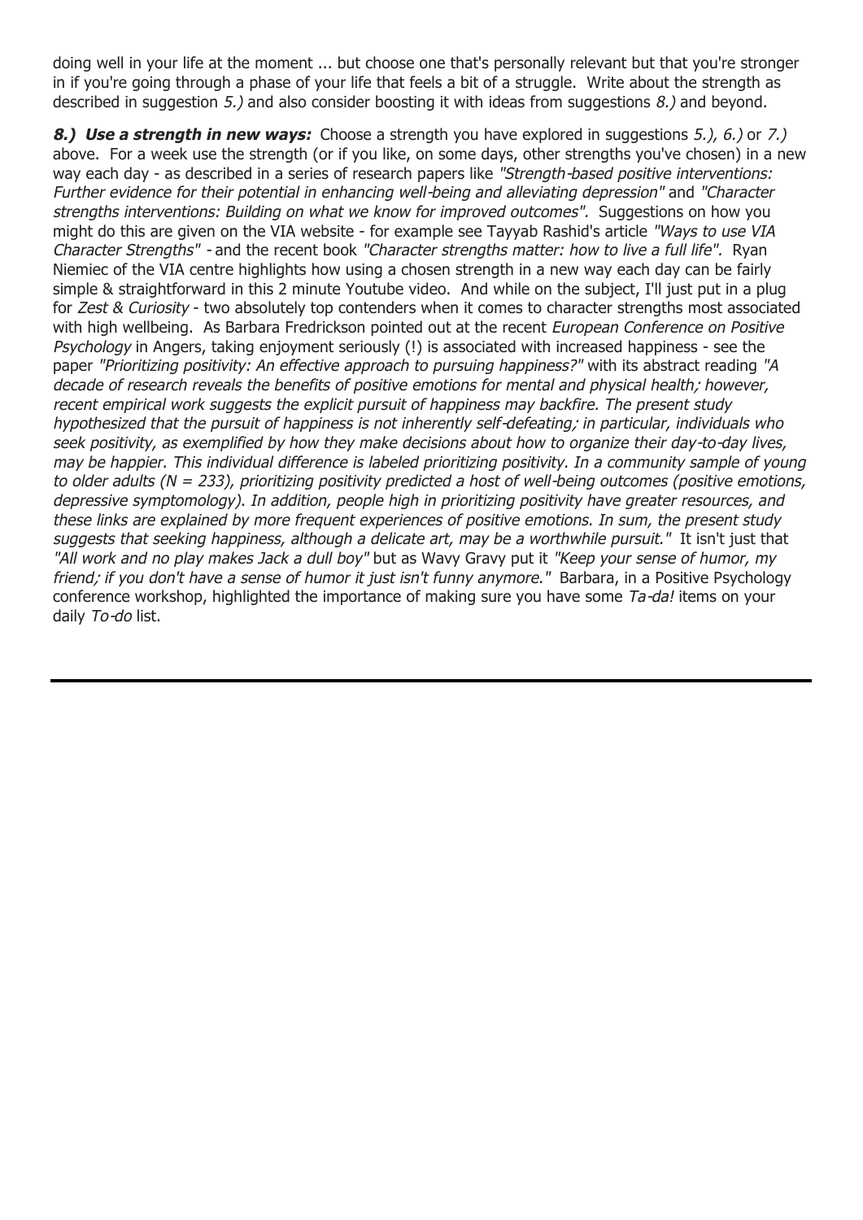doing well in your life at the moment ... but choose one that's personally relevant but that you're stronger in if you're going through a phase of your life that feels a bit of a struggle. Write about the strength as described in suggestion *5.)* and also consider boosting it with ideas from suggestions *8.)* and beyond.

***8.) Use a strength in new ways:*** Choose a strength you have explored in suggestions *5.), 6.)* or *7.)* above. For a week use the strength (or if you like, on some days, other strengths you've chosen) in a new way each day - as described in a series of research papers like *"Strength-based positive interventions: Further evidence for their potential in enhancing well-being and alleviating depression"* and *"Character strengths interventions: Building on what we know for improved outcomes"*. Suggestions on how you might do this are given on the VIA website - for example see Tayyab Rashid's article *"Ways to use VIA Character Strengths"* - and the recent book *"Character strengths matter: how to live a full life"*. Ryan Niemiec of the VIA centre highlights how using a chosen strength in a new way each day can be fairly simple & straightforward in this 2 minute Youtube video. And while on the subject, I'll just put in a plug for *Zest & Curiosity* - two absolutely top contenders when it comes to character strengths most associated with high wellbeing. As Barbara Fredrickson pointed out at the recent *European Conference on Positive Psychology* in Angers, taking enjoyment seriously (!) is associated with increased happiness - see the paper *"Prioritizing positivity: An effective approach to pursuing happiness?"* with its abstract reading *"A decade of research reveals the benefits of positive emotions for mental and physical health; however, recent empirical work suggests the explicit pursuit of happiness may backfire. The present study hypothesized that the pursuit of happiness is not inherently self-defeating; in particular, individuals who seek positivity, as exemplified by how they make decisions about how to organize their day-to-day lives, may be happier. This individual difference is labeled prioritizing positivity. In a community sample of young to older adults (N = 233), prioritizing positivity predicted a host of well-being outcomes (positive emotions, depressive symptomology). In addition, people high in prioritizing positivity have greater resources, and these links are explained by more frequent experiences of positive emotions. In sum, the present study suggests that seeking happiness, although a delicate art, may be a worthwhile pursuit."* It isn't just that *"All work and no play makes Jack a dull boy"* but as Wavy Gravy put it *"Keep your sense of humor, my friend; if you don't have a sense of humor it just isn't funny anymore."* Barbara, in a Positive Psychology conference workshop, highlighted the importance of making sure you have some *Ta-da!* items on your daily *To-do* list.

---